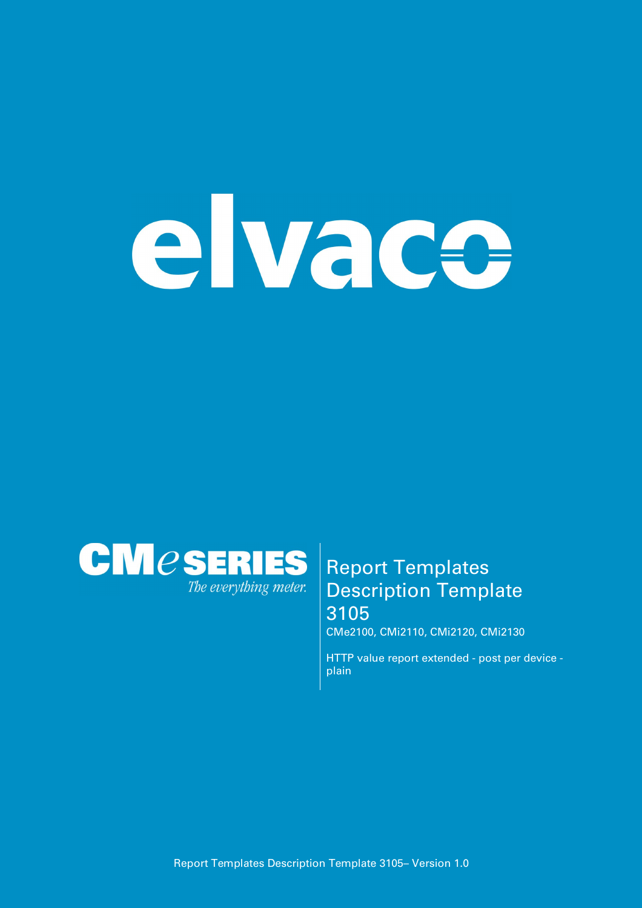elvaco

CMe SERIES

*The everything meter.*

# Report Templates Description Template 3105

CMe2100, CMi2110, CMi2120, CMi2130

HTTP value report extended - post per device - plain

Report Templates Description Template 3105– Version 1.0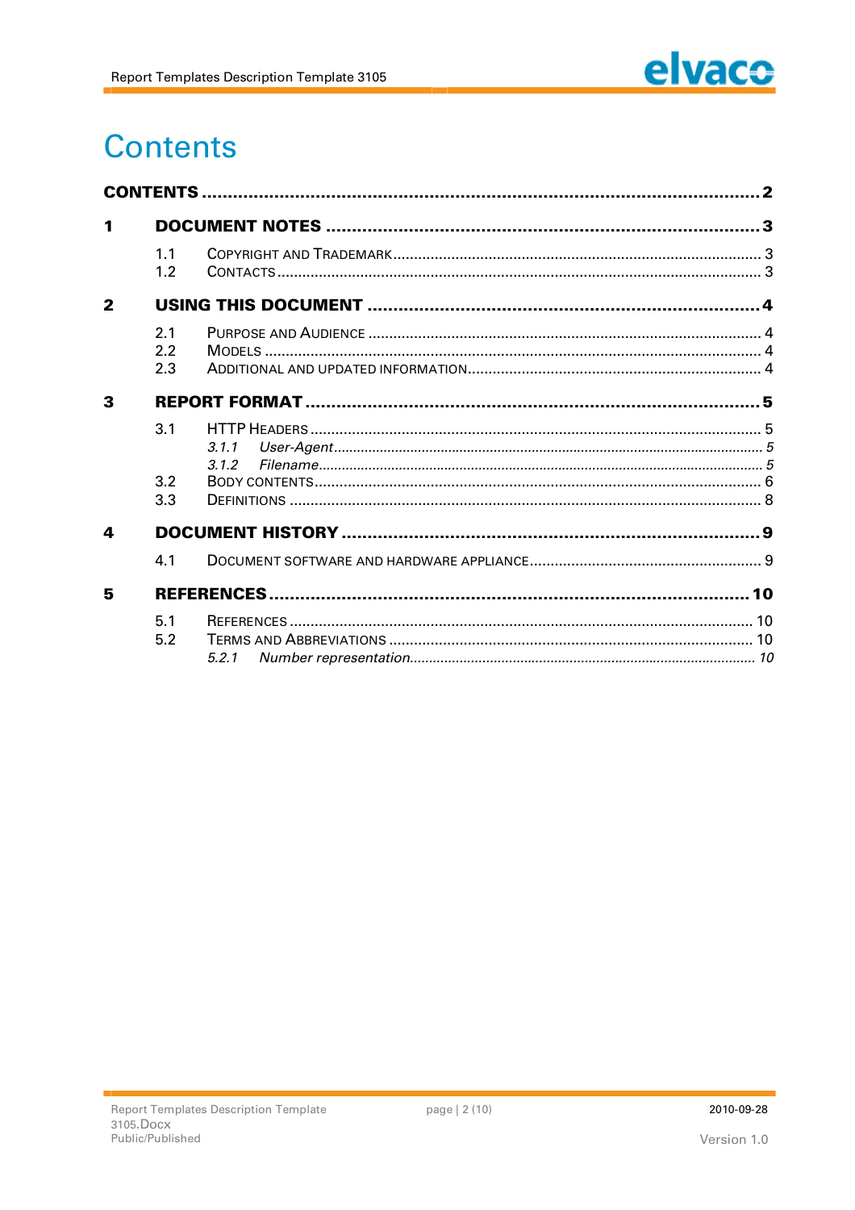# Contents

**CONTENTS** .......... **2**

**1 DOCUMENT NOTES** .......... **3**

- 1.1 Copyright and Trademark .......... 3
- 1.2 Contacts .......... 3

**2 USING THIS DOCUMENT** .......... **4**

- 2.1 Purpose and Audience .......... 4
- 2.2 Models .......... 4
- 2.3 Additional and updated information .......... 4

**3 REPORT FORMAT** .......... **5**

- 3.1 HTTP Headers .......... 5
  - *3.1.1 User-Agent .......... 5*
  - *3.1.2 Filename .......... 5*
- 3.2 Body contents .......... 6
- 3.3 Definitions .......... 8

**4 DOCUMENT HISTORY** .......... **9**

- 4.1 Document software and hardware appliance .......... 9

**5 REFERENCES** .......... **10**

- 5.1 References .......... 10
- 5.2 Terms and Abbreviations .......... 10
  - *5.2.1 Number representation .......... 10*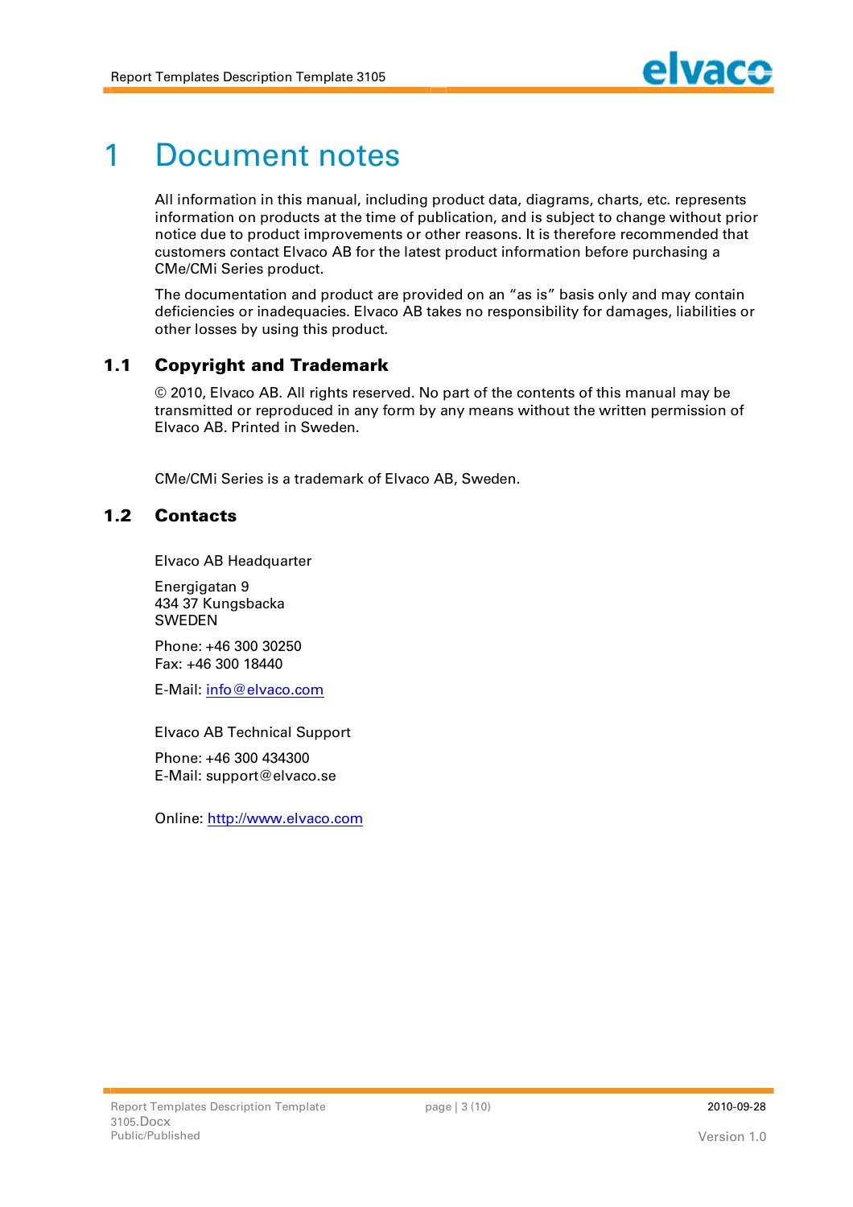# 1 Document notes

All information in this manual, including product data, diagrams, charts, etc. represents information on products at the time of publication, and is subject to change without prior notice due to product improvements or other reasons. It is therefore recommended that customers contact Elvaco AB for the latest product information before purchasing a CMe/CMi Series product.

The documentation and product are provided on an "as is" basis only and may contain deficiencies or inadequacies. Elvaco AB takes no responsibility for damages, liabilities or other losses by using this product.

## 1.1 Copyright and Trademark

© 2010, Elvaco AB. All rights reserved. No part of the contents of this manual may be transmitted or reproduced in any form by any means without the written permission of Elvaco AB. Printed in Sweden.

CMe/CMi Series is a trademark of Elvaco AB, Sweden.

## 1.2 Contacts

Elvaco AB Headquarter

Energigatan 9
434 37 Kungsbacka
SWEDEN

Phone: +46 300 30250
Fax: +46 300 18440

E-Mail: info@elvaco.com

Elvaco AB Technical Support

Phone: +46 300 434300
E-Mail: support@elvaco.se

Online: http://www.elvaco.com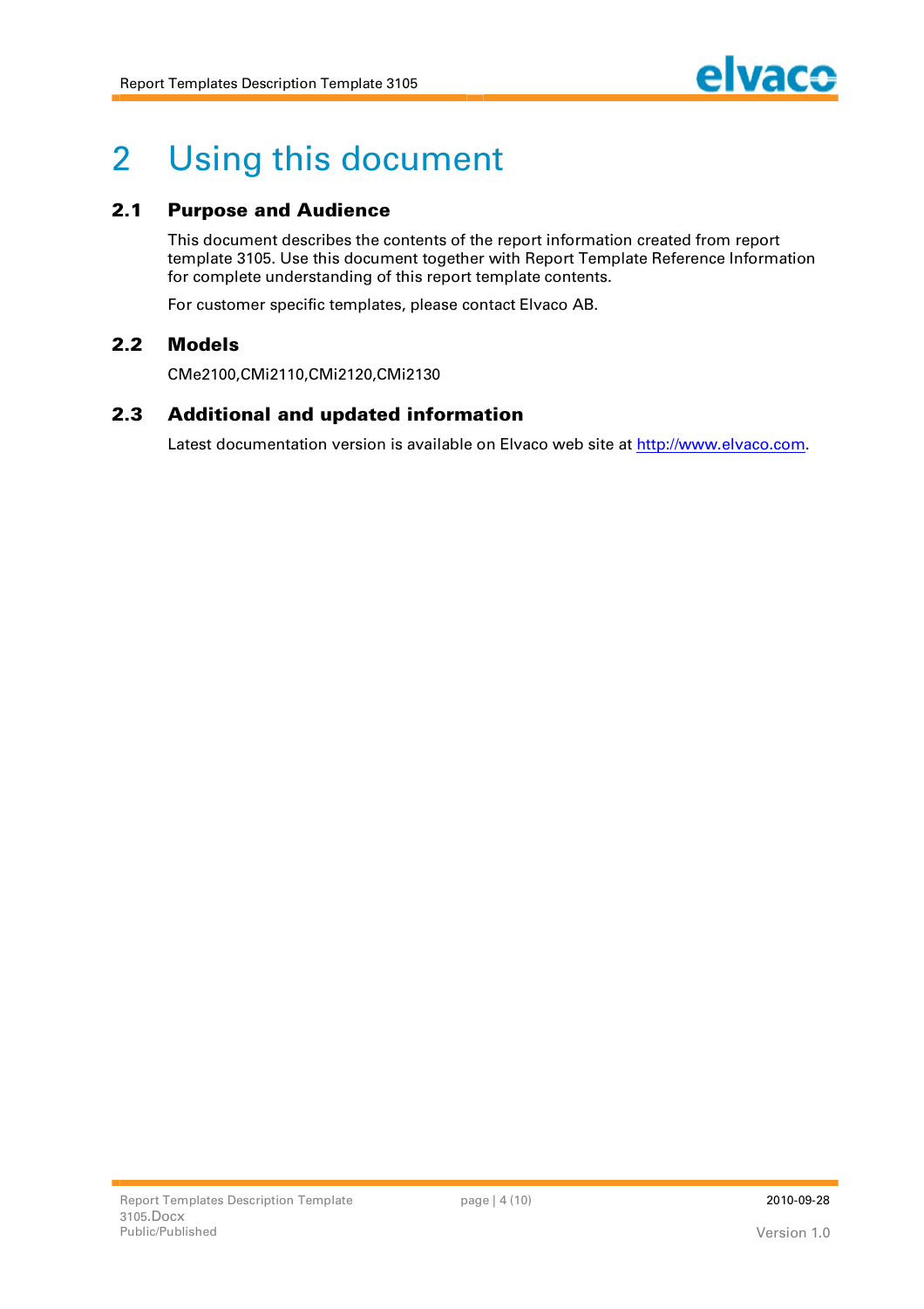# 2 Using this document

## 2.1 Purpose and Audience

This document describes the contents of the report information created from report template 3105. Use this document together with Report Template Reference Information for complete understanding of this report template contents.

For customer specific templates, please contact Elvaco AB.

## 2.2 Models

CMe2100,CMi2110,CMi2120,CMi2130

## 2.3 Additional and updated information

Latest documentation version is available on Elvaco web site at [http://www.elvaco.com](http://www.elvaco.com).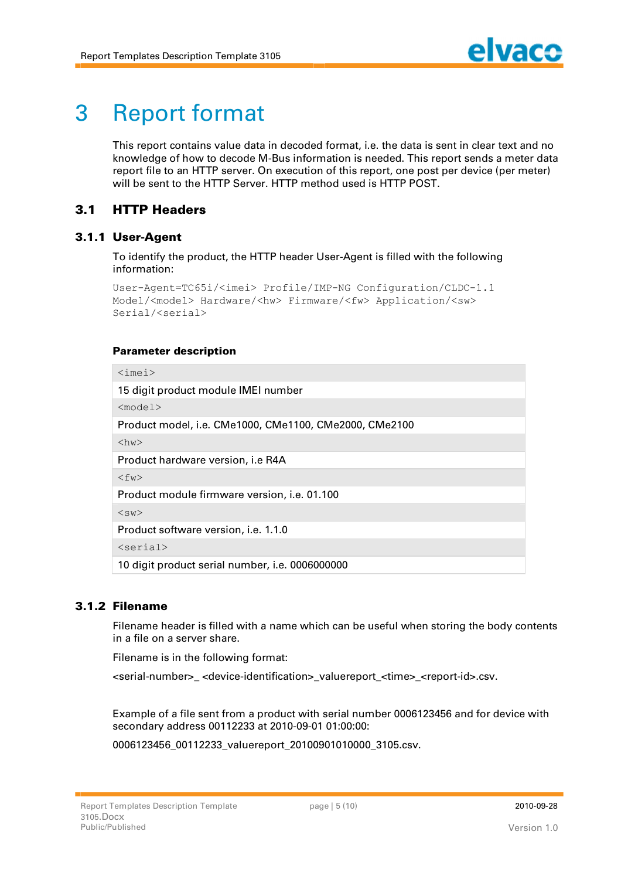# 3 Report format

This report contains value data in decoded format, i.e. the data is sent in clear text and no knowledge of how to decode M-Bus information is needed. This report sends a meter data report file to an HTTP server. On execution of this report, one post per device (per meter) will be sent to the HTTP Server. HTTP method used is HTTP POST.

## 3.1 HTTP Headers

### 3.1.1 User-Agent

To identify the product, the HTTP header User-Agent is filled with the following information:

```
User-Agent=TC65i/<imei> Profile/IMP-NG Configuration/CLDC-1.1
Model/<model> Hardware/<hw> Firmware/<fw> Application/<sw>
Serial/<serial>
```

**Parameter description**

| `<imei>` |
|---|
| 15 digit product module IMEI number |
| `<model>` |
| Product model, i.e. CMe1000, CMe1100, CMe2000, CMe2100 |
| `<hw>` |
| Product hardware version, i.e R4A |
| `<fw>` |
| Product module firmware version, i.e. 01.100 |
| `<sw>` |
| Product software version, i.e. 1.1.0 |
| `<serial>` |
| 10 digit product serial number, i.e. 0006000000 |

### 3.1.2 Filename

Filename header is filled with a name which can be useful when storing the body contents in a file on a server share.

Filename is in the following format:

<serial-number>_ <device-identification>_valuereport_<time>_<report-id>.csv.

Example of a file sent from a product with serial number 0006123456 and for device with secondary address 00112233 at 2010-09-01 01:00:00:

0006123456_00112233_valuereport_20100901010000_3105.csv.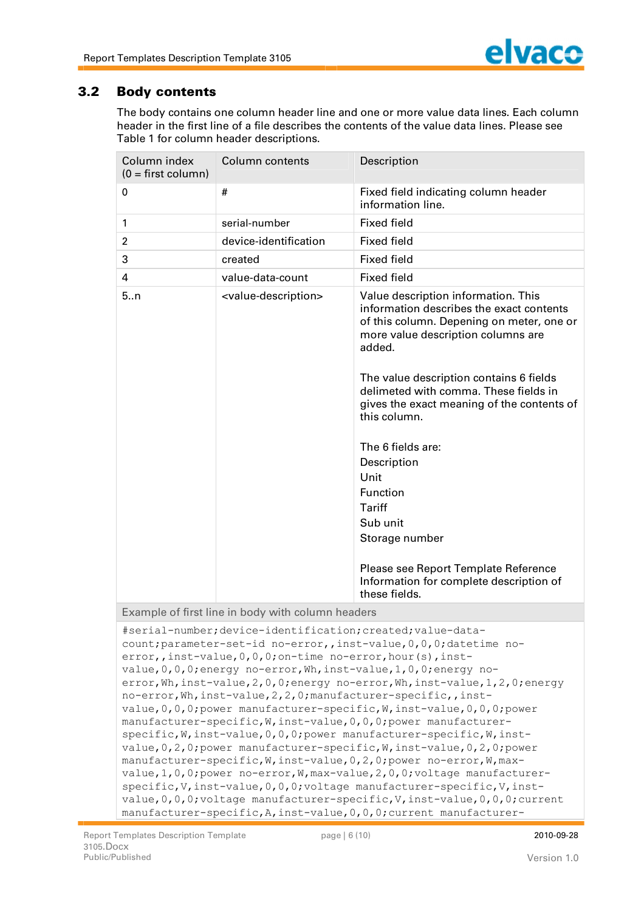## 3.2 Body contents

The body contains one column header line and one or more value data lines. Each column header in the first line of a file describes the contents of the value data lines. Please see Table 1 for column header descriptions.

| Column index (0 = first column) | Column contents | Description |
|---|---|---|
| 0 | # | Fixed field indicating column header information line. |
| 1 | serial-number | Fixed field |
| 2 | device-identification | Fixed field |
| 3 | created | Fixed field |
| 4 | value-data-count | Fixed field |
| 5..n | <value-description> | Value description information. This information describes the exact contents of this column. Depening on meter, one or more value description columns are added.<br><br>The value description contains 6 fields delimeted with comma. These fields in gives the exact meaning of the contents of this column.<br><br>The 6 fields are:<br>Description<br>Unit<br>Function<br>Tariff<br>Sub unit<br>Storage number<br><br>Please see Report Template Reference Information for complete description of these fields. |

Example of first line in body with column headers

```
#serial-number;device-identification;created;value-data-count;parameter-set-id no-error,,inst-value,0,0,0;datetime no-error,,inst-value,0,0,0;on-time no-error,hour(s),inst-value,0,0,0;energy no-error,Wh,inst-value,1,0,0;energy no-error,Wh,inst-value,2,0,0;energy no-error,Wh,inst-value,1,2,0;energy no-error,Wh,inst-value,2,2,0;manufacturer-specific,,inst-value,0,0,0;power manufacturer-specific,W,inst-value,0,0,0;power manufacturer-specific,W,inst-value,0,0,0;power manufacturer-specific,W,inst-value,0,0,0;power manufacturer-specific,W,inst-value,0,2,0;power manufacturer-specific,W,inst-value,0,2,0;power manufacturer-specific,W,inst-value,0,2,0;power no-error,W,max-value,1,0,0;power no-error,W,max-value,2,0,0;voltage manufacturer-specific,V,inst-value,0,0,0;voltage manufacturer-specific,V,inst-value,0,0,0;voltage manufacturer-specific,V,inst-value,0,0,0;current manufacturer-specific,A,inst-value,0,0,0;current manufacturer-
```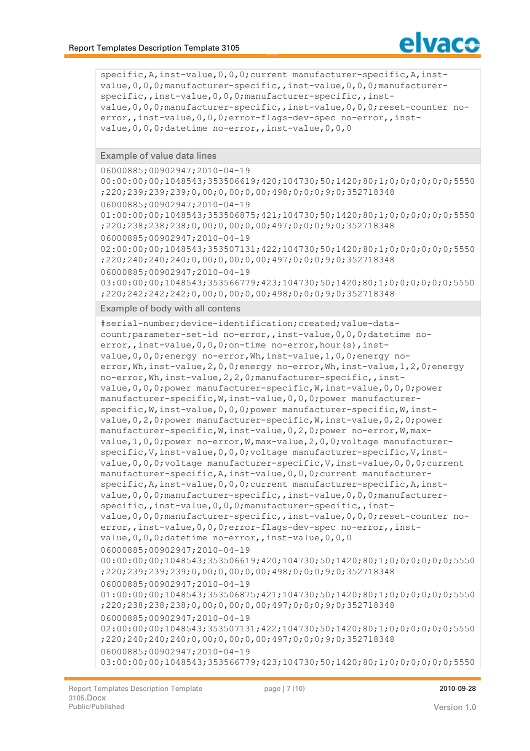```
specific,A,inst-value,0,0,0;current manufacturer-specific,A,inst-
value,0,0,0;manufacturer-specific,,inst-value,0,0,0;manufacturer-
specific,,inst-value,0,0,0;manufacturer-specific,,inst-
value,0,0,0;manufacturer-specific,,inst-value,0,0,0;reset-counter no-
error,,inst-value,0,0,0;error-flags-dev-spec no-error,,inst-
value,0,0,0;datetime no-error,,inst-value,0,0,0
```

Example of value data lines

```
06000885;00902947;2010-04-19
00:00:00;00;1048543;353506619;420;104730;50;1420;80;1;0;0;0;0;0;0;5550
;220;239;239;239;0,00;0,00;0,00;498;0;0;0;9;0;352718348
06000885;00902947;2010-04-19
01:00:00;00;1048543;353506875;421;104730;50;1420;80;1;0;0;0;0;0;0;5550
;220;238;238;238;0,00;0,00;0,00;497;0;0;0;9;0;352718348
06000885;00902947;2010-04-19
02:00:00;00;1048543;353507131;422;104730;50;1420;80;1;0;0;0;0;0;0;5550
;220;240;240;240;0,00;0,00;0,00;497;0;0;0;9;0;352718348
06000885;00902947;2010-04-19
03:00:00;00;1048543;353566779;423;104730;50;1420;80;1;0;0;0;0;0;0;5550
;220;242;242;242;0,00;0,00;0,00;498;0;0;0;9;0;352718348
```

Example of body with all contens

```
#serial-number;device-identification;created;value-data-
count;parameter-set-id no-error,,inst-value,0,0,0;datetime no-
error,,inst-value,0,0,0;on-time no-error,hour(s),inst-
value,0,0,0;energy no-error,Wh,inst-value,1,0,0;energy no-
error,Wh,inst-value,2,0,0;energy no-error,Wh,inst-value,1,2,0;energy
no-error,Wh,inst-value,2,2,0;manufacturer-specific,,inst-
value,0,0,0;power manufacturer-specific,W,inst-value,0,0,0;power
manufacturer-specific,W,inst-value,0,0,0;power manufacturer-
specific,W,inst-value,0,0,0;power manufacturer-specific,W,inst-
value,0,2,0;power manufacturer-specific,W,inst-value,0,2,0;power
manufacturer-specific,W,inst-value,0,2,0;power no-error,W,max-
value,1,0,0;power no-error,W,max-value,2,0,0;voltage manufacturer-
specific,V,inst-value,0,0,0;voltage manufacturer-specific,V,inst-
value,0,0,0;voltage manufacturer-specific,V,inst-value,0,0,0;current
manufacturer-specific,A,inst-value,0,0,0;current manufacturer-
specific,A,inst-value,0,0,0;current manufacturer-specific,A,inst-
value,0,0,0;manufacturer-specific,,inst-value,0,0,0;manufacturer-
specific,,inst-value,0,0,0;manufacturer-specific,,inst-
value,0,0,0;manufacturer-specific,,inst-value,0,0,0;reset-counter no-
error,,inst-value,0,0,0;error-flags-dev-spec no-error,,inst-
value,0,0,0;datetime no-error,,inst-value,0,0,0
06000885;00902947;2010-04-19
00:00:00;00;1048543;353506619;420;104730;50;1420;80;1;0;0;0;0;0;0;5550
;220;239;239;239;0,00;0,00;0,00;498;0;0;0;9;0;352718348
06000885;00902947;2010-04-19
01:00:00;00;1048543;353506875;421;104730;50;1420;80;1;0;0;0;0;0;0;5550
;220;238;238;238;0,00;0,00;0,00;497;0;0;0;9;0;352718348
06000885;00902947;2010-04-19
02:00:00;00;1048543;353507131;422;104730;50;1420;80;1;0;0;0;0;0;0;5550
;220;240;240;240;0,00;0,00;0,00;497;0;0;0;9;0;352718348
06000885;00902947;2010-04-19
03:00:00;00;1048543;353566779;423;104730;50;1420;80;1;0;0;0;0;0;0;5550
```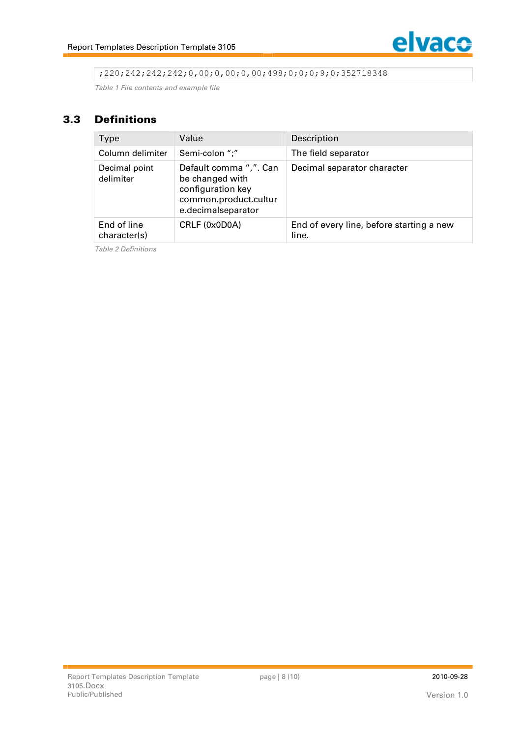```
;220;242;242;242;0,00;0,00;0,00;498;0;0;0;9;0;352718348
```

*Table 1 File contents and example file*

## 3.3 Definitions

| Type | Value | Description |
|---|---|---|
| Column delimiter | Semi-colon ";" | The field separator |
| Decimal point delimiter | Default comma ",". Can be changed with configuration key common.product.culture.decimalseparator | Decimal separator character |
| End of line character(s) | CRLF (0x0D0A) | End of every line, before starting a new line. |

*Table 2 Definitions*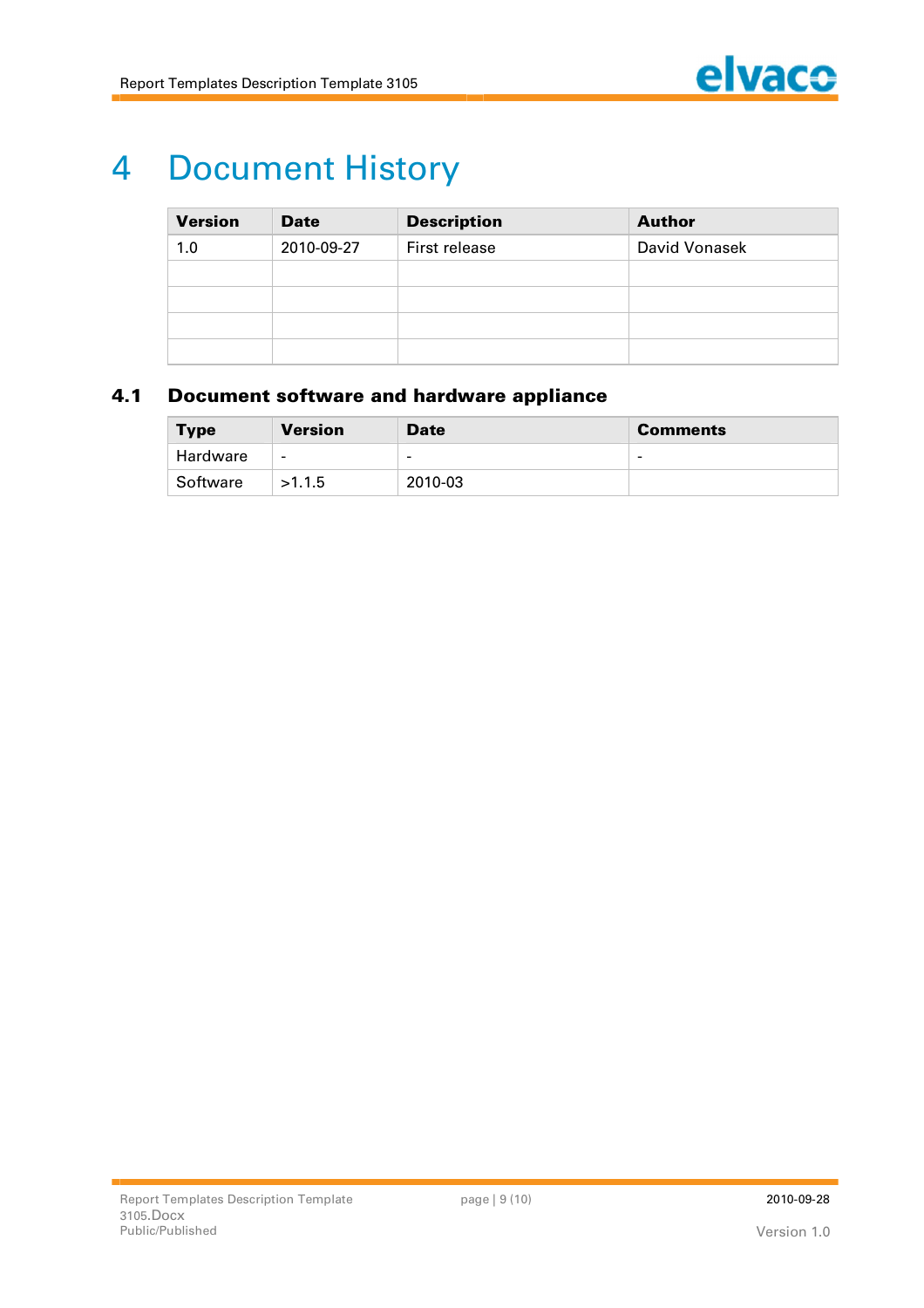# 4 Document History

| Version | Date | Description | Author |
|---|---|---|---|
| 1.0 | 2010-09-27 | First release | David Vonasek |
| | | | |
| | | | |
| | | | |
| | | | |

## 4.1 Document software and hardware appliance

| Type | Version | Date | Comments |
|---|---|---|---|
| Hardware | - | - | - |
| Software | >1.1.5 | 2010-03 | |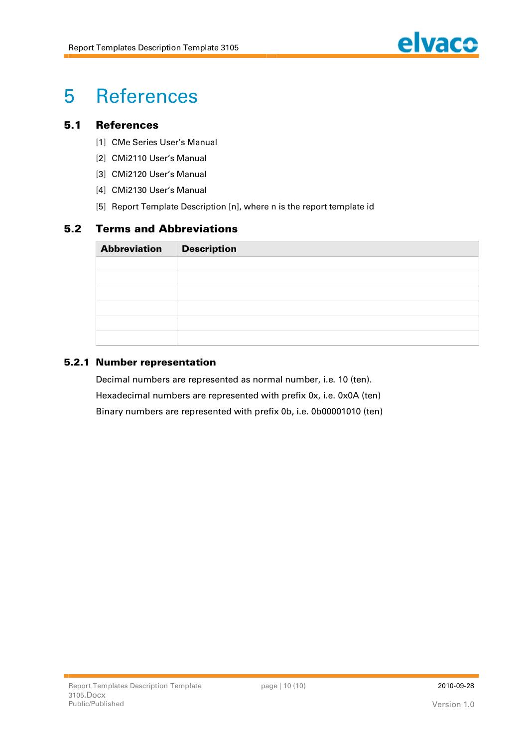# 5 References

## 5.1 References

[1] CMe Series User's Manual

[2] CMi2110 User's Manual

[3] CMi2120 User's Manual

[4] CMi2130 User's Manual

[5] Report Template Description [n], where n is the report template id

## 5.2 Terms and Abbreviations

| Abbreviation | Description |
|---|---|
| | |
| | |
| | |
| | |
| | |
| | |

### 5.2.1 Number representation

Decimal numbers are represented as normal number, i.e. 10 (ten).

Hexadecimal numbers are represented with prefix 0x, i.e. 0x0A (ten)

Binary numbers are represented with prefix 0b, i.e. 0b00001010 (ten)